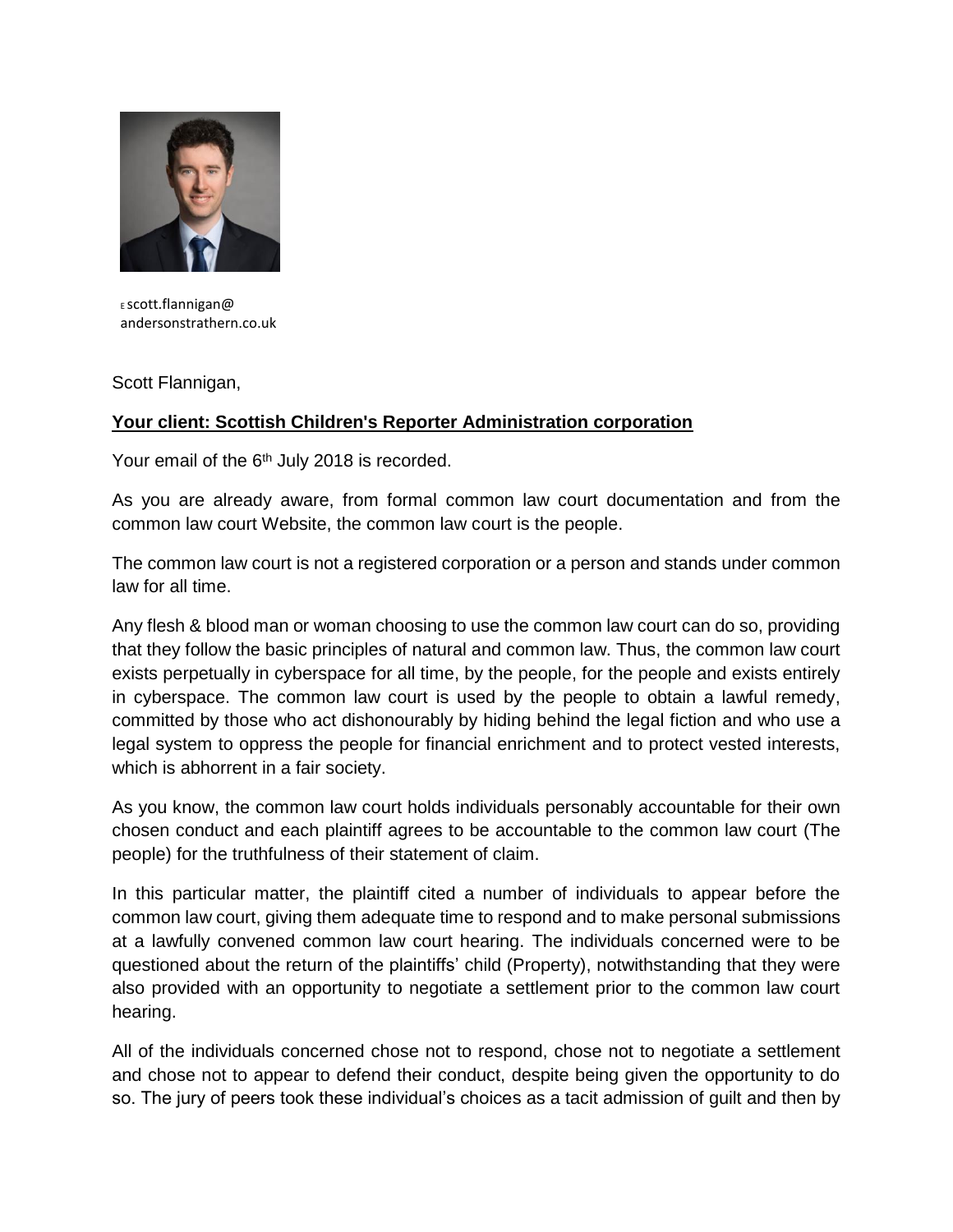E scott.flannigan@
andersonstrathern.co.uk

Scott Flannigan,

**Your client: Scottish Children's Reporter Administration corporation**

Your email of the 6th July 2018 is recorded.

As you are already aware, from formal common law court documentation and from the common law court Website, the common law court is the people.

The common law court is not a registered corporation or a person and stands under common law for all time.

Any flesh & blood man or woman choosing to use the common law court can do so, providing that they follow the basic principles of natural and common law. Thus, the common law court exists perpetually in cyberspace for all time, by the people, for the people and exists entirely in cyberspace. The common law court is used by the people to obtain a lawful remedy, committed by those who act dishonourably by hiding behind the legal fiction and who use a legal system to oppress the people for financial enrichment and to protect vested interests, which is abhorrent in a fair society.

As you know, the common law court holds individuals personably accountable for their own chosen conduct and each plaintiff agrees to be accountable to the common law court (The people) for the truthfulness of their statement of claim.

In this particular matter, the plaintiff cited a number of individuals to appear before the common law court, giving them adequate time to respond and to make personal submissions at a lawfully convened common law court hearing. The individuals concerned were to be questioned about the return of the plaintiffs' child (Property), notwithstanding that they were also provided with an opportunity to negotiate a settlement prior to the common law court hearing.

All of the individuals concerned chose not to respond, chose not to negotiate a settlement and chose not to appear to defend their conduct, despite being given the opportunity to do so. The jury of peers took these individual's choices as a tacit admission of guilt and then by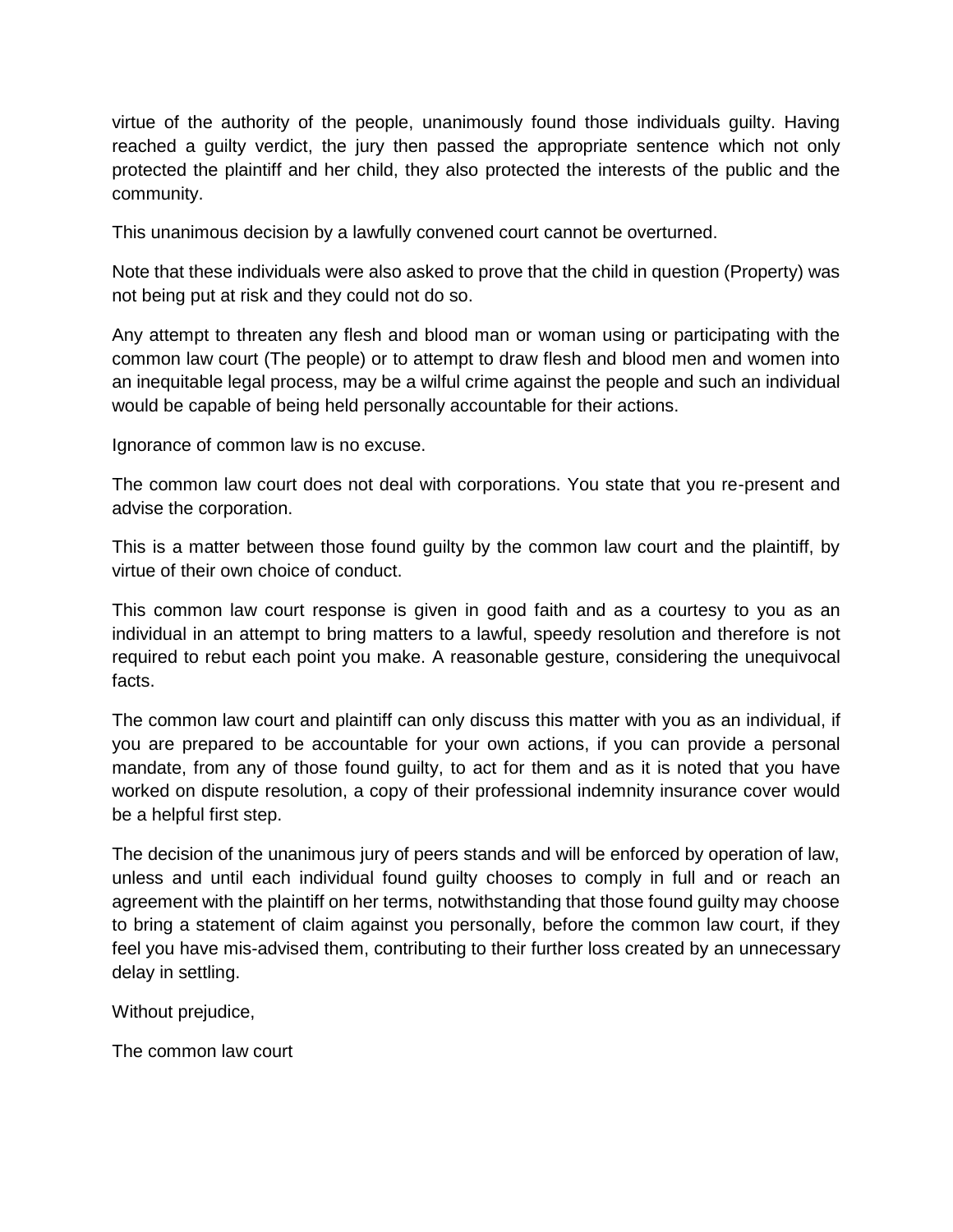virtue of the authority of the people, unanimously found those individuals guilty. Having reached a guilty verdict, the jury then passed the appropriate sentence which not only protected the plaintiff and her child, they also protected the interests of the public and the community.

This unanimous decision by a lawfully convened court cannot be overturned.

Note that these individuals were also asked to prove that the child in question (Property) was not being put at risk and they could not do so.

Any attempt to threaten any flesh and blood man or woman using or participating with the common law court (The people) or to attempt to draw flesh and blood men and women into an inequitable legal process, may be a wilful crime against the people and such an individual would be capable of being held personally accountable for their actions.

Ignorance of common law is no excuse.

The common law court does not deal with corporations. You state that you re-present and advise the corporation.

This is a matter between those found guilty by the common law court and the plaintiff, by virtue of their own choice of conduct.

This common law court response is given in good faith and as a courtesy to you as an individual in an attempt to bring matters to a lawful, speedy resolution and therefore is not required to rebut each point you make. A reasonable gesture, considering the unequivocal facts.

The common law court and plaintiff can only discuss this matter with you as an individual, if you are prepared to be accountable for your own actions, if you can provide a personal mandate, from any of those found guilty, to act for them and as it is noted that you have worked on dispute resolution, a copy of their professional indemnity insurance cover would be a helpful first step.

The decision of the unanimous jury of peers stands and will be enforced by operation of law, unless and until each individual found guilty chooses to comply in full and or reach an agreement with the plaintiff on her terms, notwithstanding that those found guilty may choose to bring a statement of claim against you personally, before the common law court, if they feel you have mis-advised them, contributing to their further loss created by an unnecessary delay in settling.

Without prejudice,

The common law court